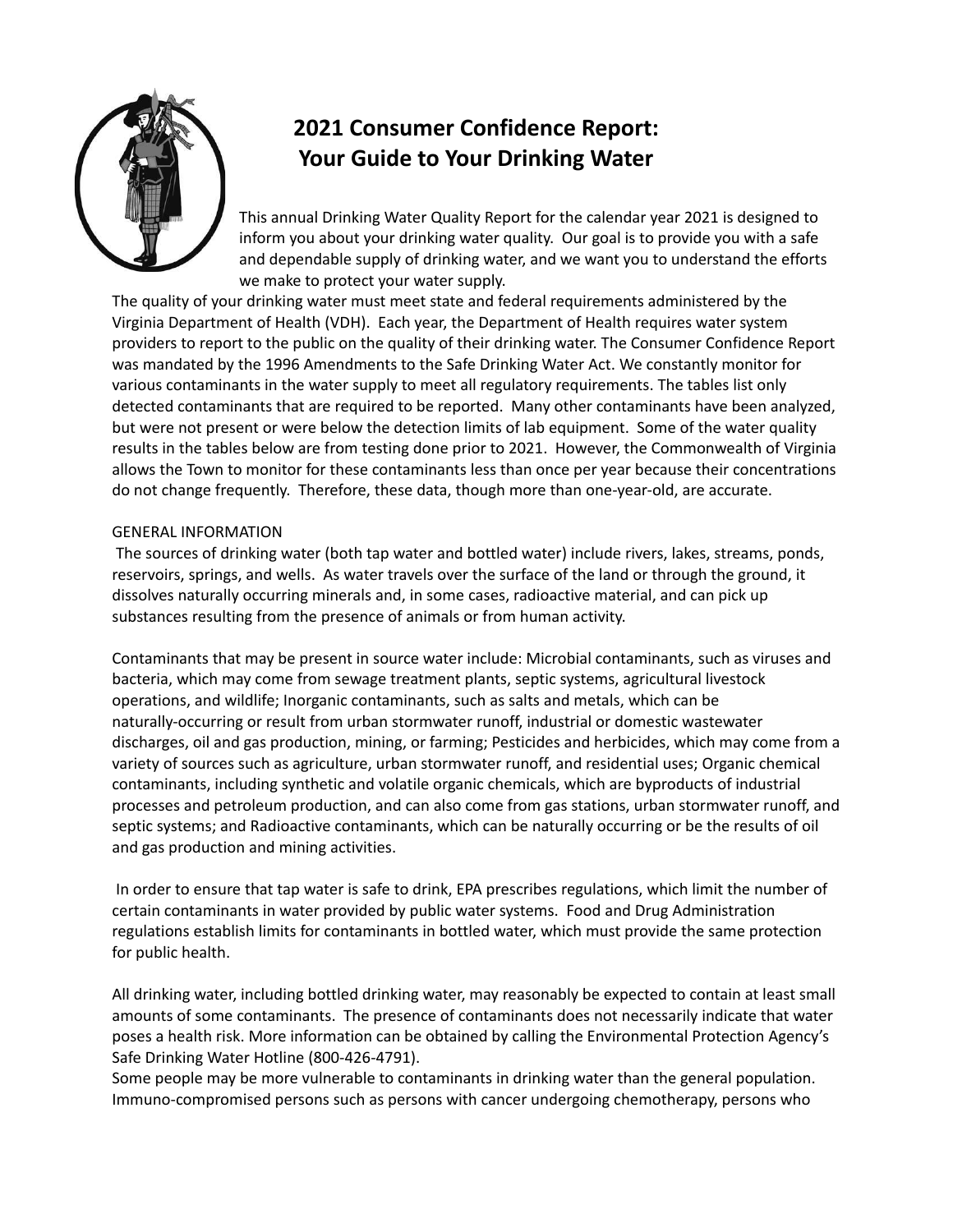# 2021 Consumer Confidence Report: Your Guide to Your Drinking Water

This annual Drinking Water Quality Report for the calendar year 2021 is designed to inform you about your drinking water quality. Our goal is to provide you with a safe and dependable supply of drinking water, and we want you to understand the efforts we make to protect your water supply.

The quality of your drinking water must meet state and federal requirements administered by the Virginia Department of Health (VDH). Each year, the Department of Health requires water system providers to report to the public on the quality of their drinking water. The Consumer Confidence Report was mandated by the 1996 Amendments to the Safe Drinking Water Act. We constantly monitor for various contaminants in the water supply to meet all regulatory requirements. The tables list only detected contaminants that are required to be reported. Many other contaminants have been analyzed, but were not present or were below the detection limits of lab equipment. Some of the water quality results in the tables below are from testing done prior to 2021. However, the Commonwealth of Virginia allows the Town to monitor for these contaminants less than once per year because their concentrations do not change frequently. Therefore, these data, though more than one-year-old, are accurate.

GENERAL INFORMATION

The sources of drinking water (both tap water and bottled water) include rivers, lakes, streams, ponds, reservoirs, springs, and wells. As water travels over the surface of the land or through the ground, it dissolves naturally occurring minerals and, in some cases, radioactive material, and can pick up substances resulting from the presence of animals or from human activity.

Contaminants that may be present in source water include: Microbial contaminants, such as viruses and bacteria, which may come from sewage treatment plants, septic systems, agricultural livestock operations, and wildlife; Inorganic contaminants, such as salts and metals, which can be naturally-occurring or result from urban stormwater runoff, industrial or domestic wastewater discharges, oil and gas production, mining, or farming; Pesticides and herbicides, which may come from a variety of sources such as agriculture, urban stormwater runoff, and residential uses; Organic chemical contaminants, including synthetic and volatile organic chemicals, which are byproducts of industrial processes and petroleum production, and can also come from gas stations, urban stormwater runoff, and septic systems; and Radioactive contaminants, which can be naturally occurring or be the results of oil and gas production and mining activities.

In order to ensure that tap water is safe to drink, EPA prescribes regulations, which limit the number of certain contaminants in water provided by public water systems. Food and Drug Administration regulations establish limits for contaminants in bottled water, which must provide the same protection for public health.

All drinking water, including bottled drinking water, may reasonably be expected to contain at least small amounts of some contaminants. The presence of contaminants does not necessarily indicate that water poses a health risk. More information can be obtained by calling the Environmental Protection Agency's Safe Drinking Water Hotline (800-426-4791).

Some people may be more vulnerable to contaminants in drinking water than the general population. Immuno-compromised persons such as persons with cancer undergoing chemotherapy, persons who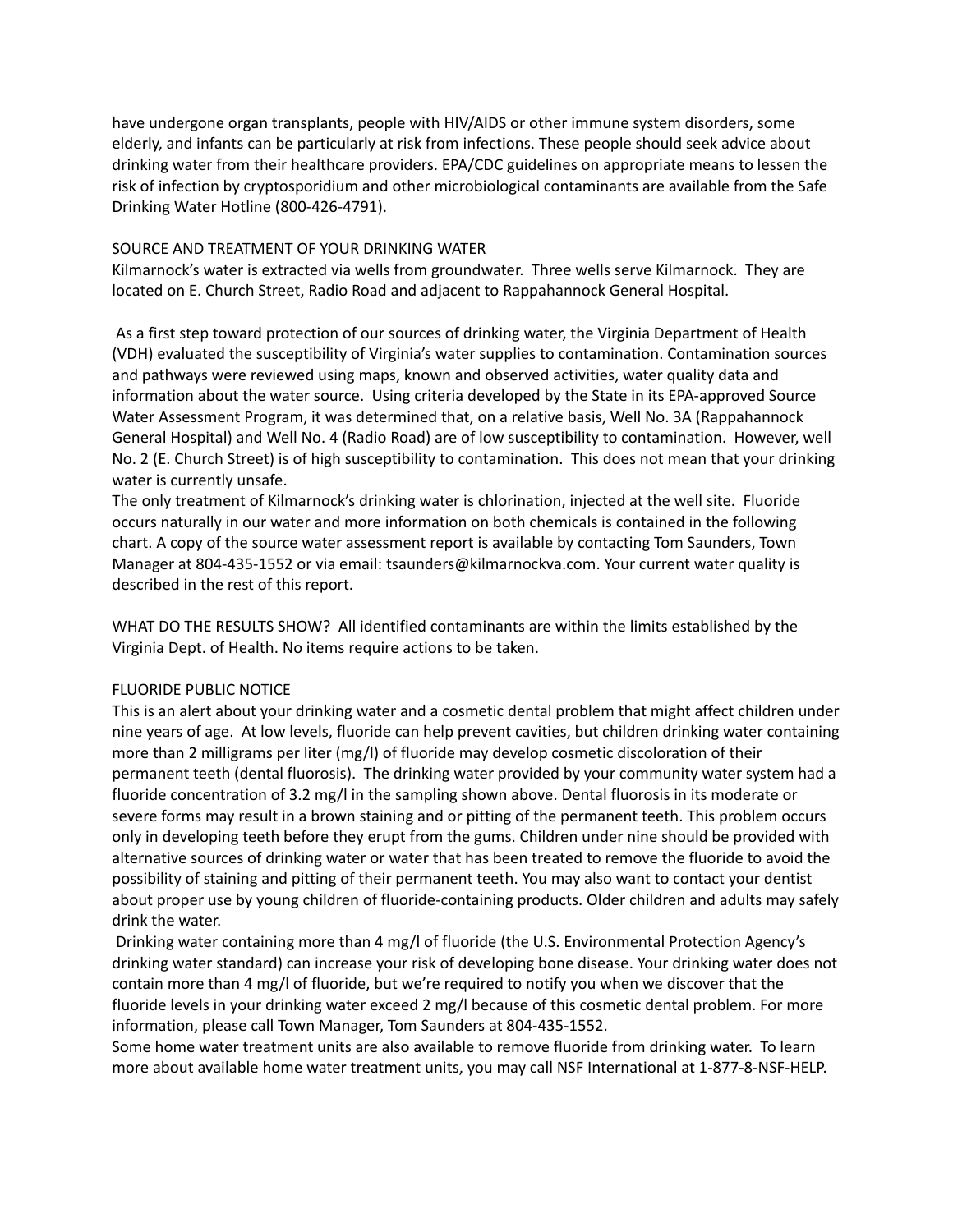have undergone organ transplants, people with HIV/AIDS or other immune system disorders, some elderly, and infants can be particularly at risk from infections. These people should seek advice about drinking water from their healthcare providers. EPA/CDC guidelines on appropriate means to lessen the risk of infection by cryptosporidium and other microbiological contaminants are available from the Safe Drinking Water Hotline (800-426-4791).

## SOURCE AND TREATMENT OF YOUR DRINKING WATER

Kilmarnock's water is extracted via wells from groundwater. Three wells serve Kilmarnock. They are located on E. Church Street, Radio Road and adjacent to Rappahannock General Hospital.

As a first step toward protection of our sources of drinking water, the Virginia Department of Health (VDH) evaluated the susceptibility of Virginia's water supplies to contamination. Contamination sources and pathways were reviewed using maps, known and observed activities, water quality data and information about the water source. Using criteria developed by the State in its EPA-approved Source Water Assessment Program, it was determined that, on a relative basis, Well No. 3A (Rappahannock General Hospital) and Well No. 4 (Radio Road) are of low susceptibility to contamination. However, well No. 2 (E. Church Street) is of high susceptibility to contamination. This does not mean that your drinking water is currently unsafe.

The only treatment of Kilmarnock's drinking water is chlorination, injected at the well site. Fluoride occurs naturally in our water and more information on both chemicals is contained in the following chart. A copy of the source water assessment report is available by contacting Tom Saunders, Town Manager at 804-435-1552 or via email: tsaunders@kilmarnockva.com. Your current water quality is described in the rest of this report.

WHAT DO THE RESULTS SHOW? All identified contaminants are within the limits established by the Virginia Dept. of Health. No items require actions to be taken.

## FLUORIDE PUBLIC NOTICE

This is an alert about your drinking water and a cosmetic dental problem that might affect children under nine years of age. At low levels, fluoride can help prevent cavities, but children drinking water containing more than 2 milligrams per liter (mg/l) of fluoride may develop cosmetic discoloration of their permanent teeth (dental fluorosis). The drinking water provided by your community water system had a fluoride concentration of 3.2 mg/l in the sampling shown above. Dental fluorosis in its moderate or severe forms may result in a brown staining and or pitting of the permanent teeth. This problem occurs only in developing teeth before they erupt from the gums. Children under nine should be provided with alternative sources of drinking water or water that has been treated to remove the fluoride to avoid the possibility of staining and pitting of their permanent teeth. You may also want to contact your dentist about proper use by young children of fluoride-containing products. Older children and adults may safely drink the water.

Drinking water containing more than 4 mg/l of fluoride (the U.S. Environmental Protection Agency's drinking water standard) can increase your risk of developing bone disease. Your drinking water does not contain more than 4 mg/l of fluoride, but we're required to notify you when we discover that the fluoride levels in your drinking water exceed 2 mg/l because of this cosmetic dental problem. For more information, please call Town Manager, Tom Saunders at 804-435-1552.

Some home water treatment units are also available to remove fluoride from drinking water. To learn more about available home water treatment units, you may call NSF International at 1-877-8-NSF-HELP.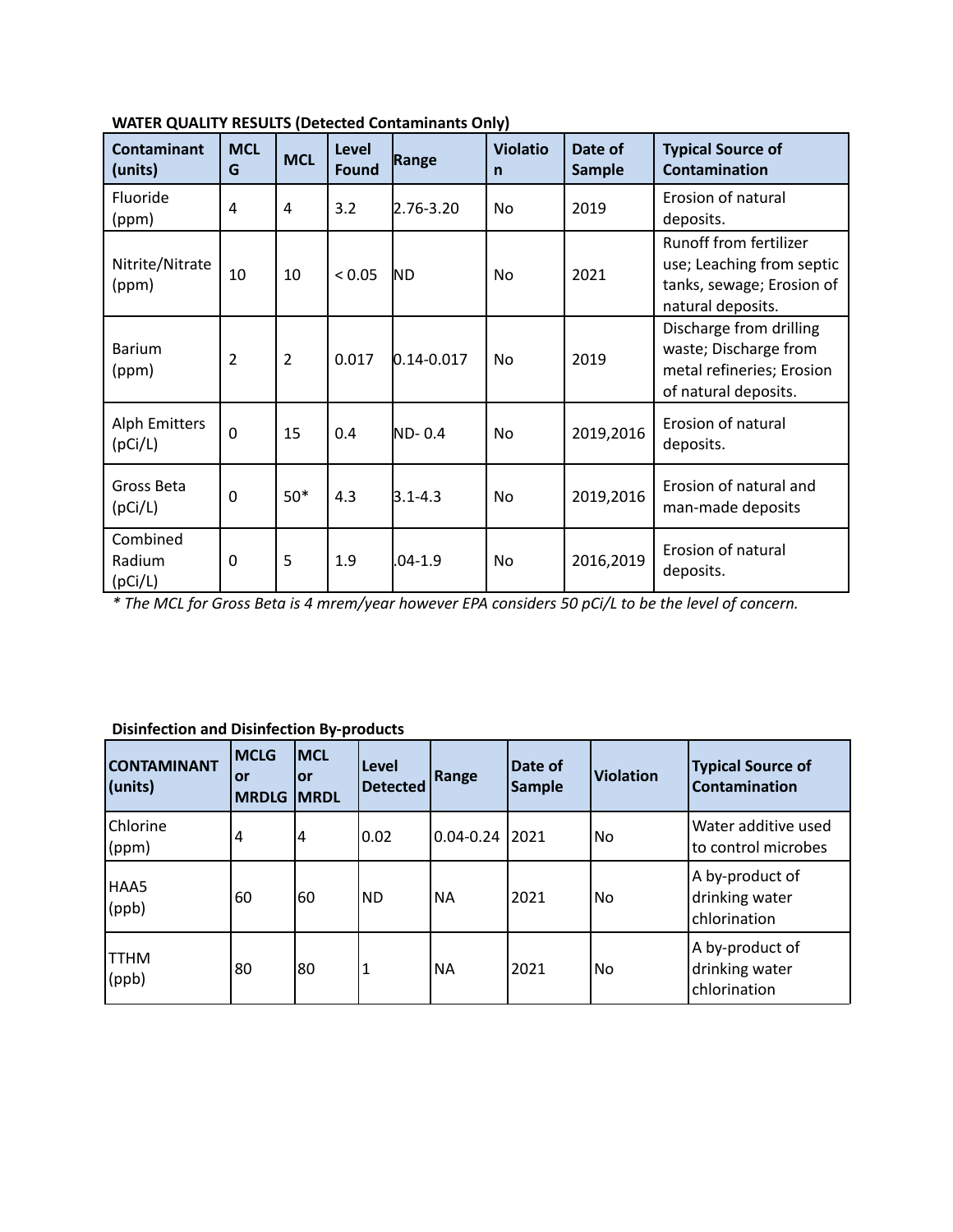**WATER QUALITY RESULTS (Detected Contaminants Only)**

| Contaminant (units) | MCLG | MCL | Level Found | Range | Violation | Date of Sample | Typical Source of Contamination |
|---|---|---|---|---|---|---|---|
| Fluoride (ppm) | 4 | 4 | 3.2 | 2.76-3.20 | No | 2019 | Erosion of natural deposits. |
| Nitrite/Nitrate (ppm) | 10 | 10 | < 0.05 | ND | No | 2021 | Runoff from fertilizer use; Leaching from septic tanks, sewage; Erosion of natural deposits. |
| Barium (ppm) | 2 | 2 | 0.017 | 0.14-0.017 | No | 2019 | Discharge from drilling waste; Discharge from metal refineries; Erosion of natural deposits. |
| Alph Emitters (pCi/L) | 0 | 15 | 0.4 | ND- 0.4 | No | 2019,2016 | Erosion of natural deposits. |
| Gross Beta (pCi/L) | 0 | 50* | 4.3 | 3.1-4.3 | No | 2019,2016 | Erosion of natural and man-made deposits |
| Combined Radium (pCi/L) | 0 | 5 | 1.9 | .04-1.9 | No | 2016,2019 | Erosion of natural deposits. |

*\* The MCL for Gross Beta is 4 mrem/year however EPA considers 50 pCi/L to be the level of concern.*

**Disinfection and Disinfection By-products**

| CONTAMINANT (units) | MCLG or MRDLG | MCL or MRDL | Level Detected | Range | Date of Sample | Violation | Typical Source of Contamination |
|---|---|---|---|---|---|---|---|
| Chlorine (ppm) | 4 | 4 | 0.02 | 0.04-0.24 | 2021 | No | Water additive used to control microbes |
| HAA5 (ppb) | 60 | 60 | ND | NA | 2021 | No | A by-product of drinking water chlorination |
| TTHM (ppb) | 80 | 80 | 1 | NA | 2021 | No | A by-product of drinking water chlorination |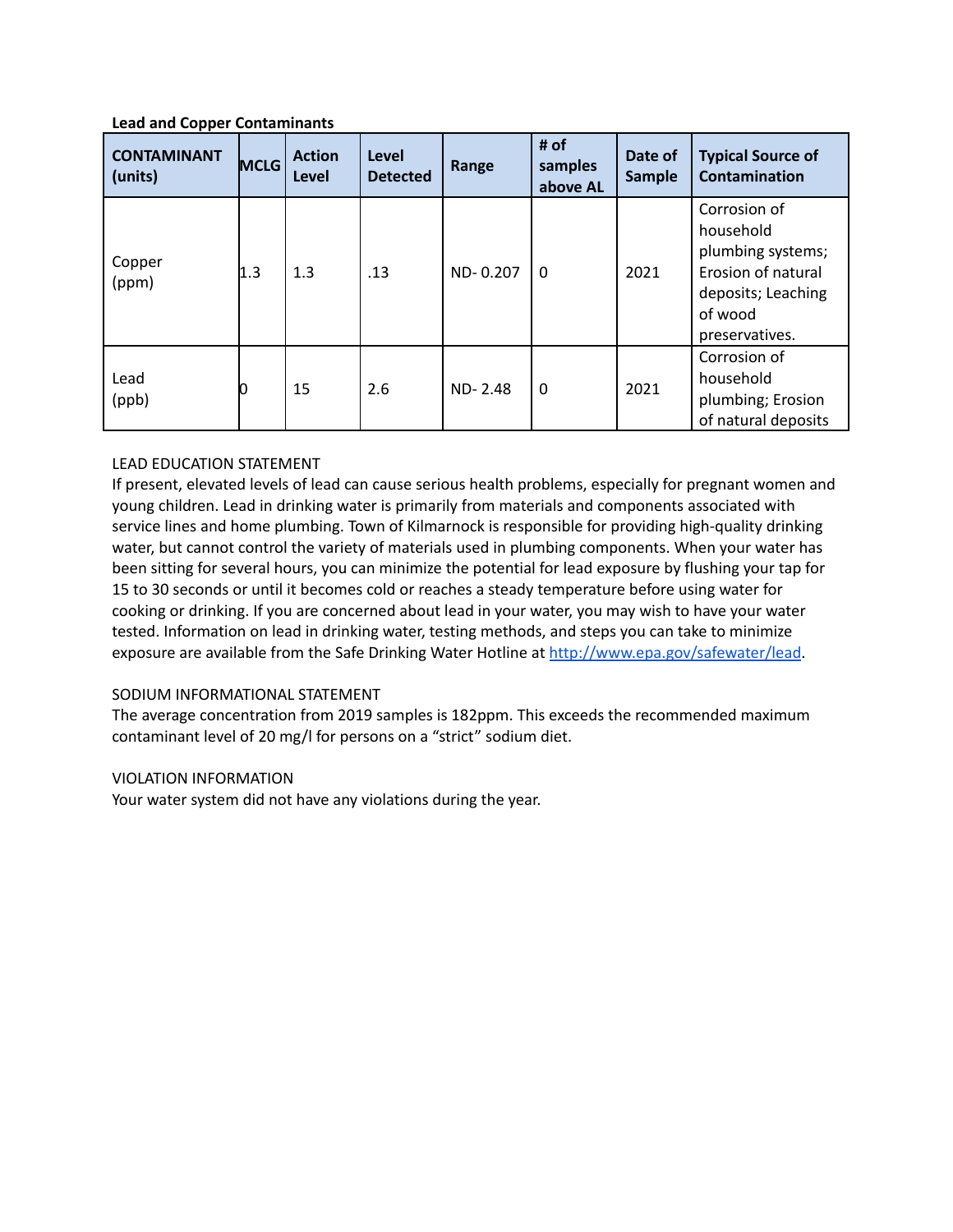**Lead and Copper Contaminants**

| CONTAMINANT (units) | MCLG | Action Level | Level Detected | Range | # of samples above AL | Date of Sample | Typical Source of Contamination |
|---|---|---|---|---|---|---|---|
| Copper (ppm) | 1.3 | 1.3 | .13 | ND- 0.207 | 0 | 2021 | Corrosion of household plumbing systems; Erosion of natural deposits; Leaching of wood preservatives. |
| Lead (ppb) | 0 | 15 | 2.6 | ND- 2.48 | 0 | 2021 | Corrosion of household plumbing; Erosion of natural deposits |

LEAD EDUCATION STATEMENT

If present, elevated levels of lead can cause serious health problems, especially for pregnant women and young children. Lead in drinking water is primarily from materials and components associated with service lines and home plumbing. Town of Kilmarnock is responsible for providing high-quality drinking water, but cannot control the variety of materials used in plumbing components. When your water has been sitting for several hours, you can minimize the potential for lead exposure by flushing your tap for 15 to 30 seconds or until it becomes cold or reaches a steady temperature before using water for cooking or drinking. If you are concerned about lead in your water, you may wish to have your water tested. Information on lead in drinking water, testing methods, and steps you can take to minimize exposure are available from the Safe Drinking Water Hotline at http://www.epa.gov/safewater/lead.

SODIUM INFORMATIONAL STATEMENT

The average concentration from 2019 samples is 182ppm. This exceeds the recommended maximum contaminant level of 20 mg/l for persons on a "strict" sodium diet.

VIOLATION INFORMATION

Your water system did not have any violations during the year.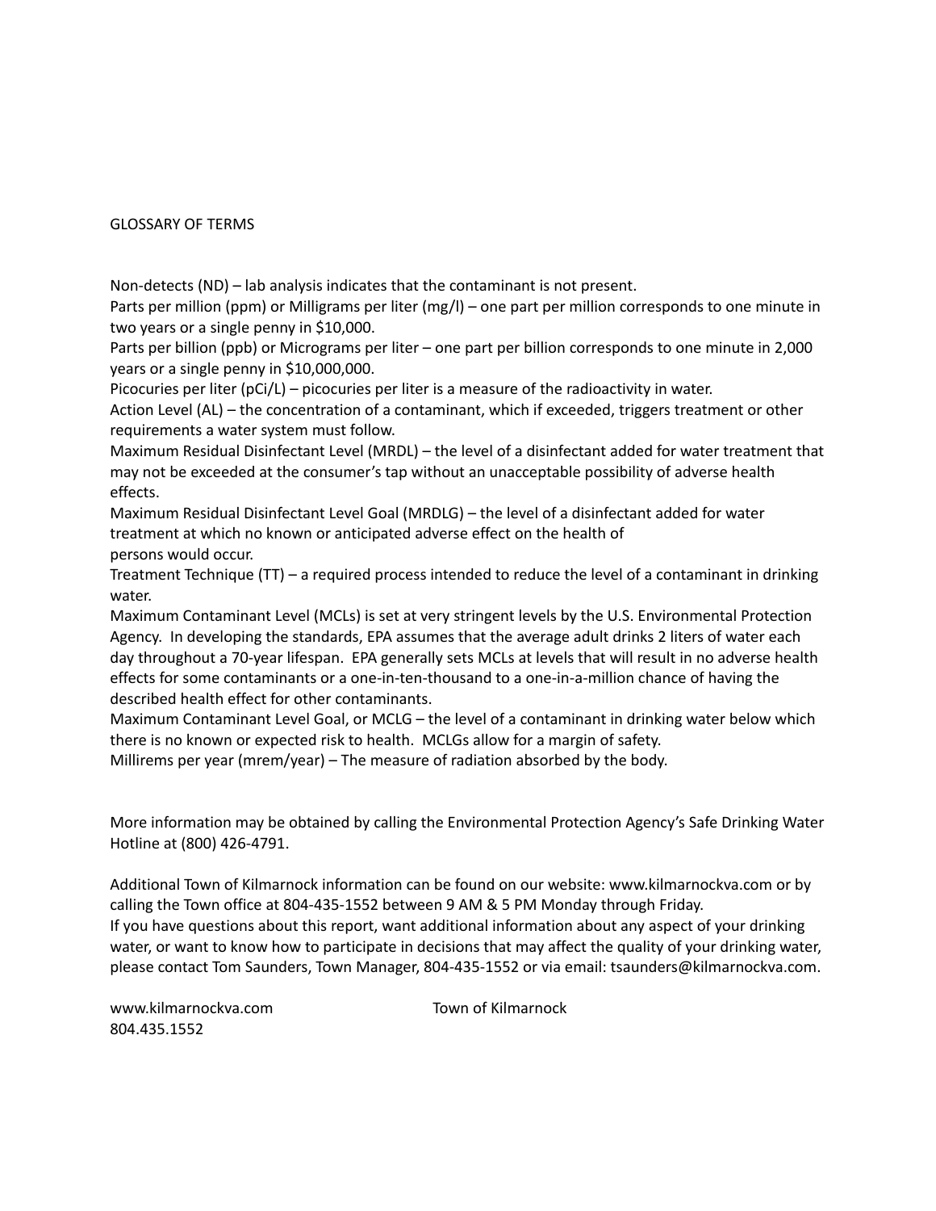## GLOSSARY OF TERMS

Non-detects (ND) – lab analysis indicates that the contaminant is not present.

Parts per million (ppm) or Milligrams per liter (mg/l) – one part per million corresponds to one minute in two years or a single penny in $10,000.

Parts per billion (ppb) or Micrograms per liter – one part per billion corresponds to one minute in 2,000 years or a single penny in $10,000,000.

Picocuries per liter (pCi/L) – picocuries per liter is a measure of the radioactivity in water.

Action Level (AL) – the concentration of a contaminant, which if exceeded, triggers treatment or other requirements a water system must follow.

Maximum Residual Disinfectant Level (MRDL) – the level of a disinfectant added for water treatment that may not be exceeded at the consumer's tap without an unacceptable possibility of adverse health effects.

Maximum Residual Disinfectant Level Goal (MRDLG) – the level of a disinfectant added for water treatment at which no known or anticipated adverse effect on the health of persons would occur.

Treatment Technique (TT) – a required process intended to reduce the level of a contaminant in drinking water.

Maximum Contaminant Level (MCLs) is set at very stringent levels by the U.S. Environmental Protection Agency. In developing the standards, EPA assumes that the average adult drinks 2 liters of water each day throughout a 70-year lifespan. EPA generally sets MCLs at levels that will result in no adverse health effects for some contaminants or a one-in-ten-thousand to a one-in-a-million chance of having the described health effect for other contaminants.

Maximum Contaminant Level Goal, or MCLG – the level of a contaminant in drinking water below which there is no known or expected risk to health. MCLGs allow for a margin of safety.

Millirems per year (mrem/year) – The measure of radiation absorbed by the body.

More information may be obtained by calling the Environmental Protection Agency's Safe Drinking Water Hotline at (800) 426-4791.

Additional Town of Kilmarnock information can be found on our website: www.kilmarnockva.com or by calling the Town office at 804-435-1552 between 9 AM & 5 PM Monday through Friday.
If you have questions about this report, want additional information about any aspect of your drinking water, or want to know how to participate in decisions that may affect the quality of your drinking water, please contact Tom Saunders, Town Manager, 804-435-1552 or via email: tsaunders@kilmarnockva.com.

www.kilmarnockva.com Town of Kilmarnock
804.435.1552